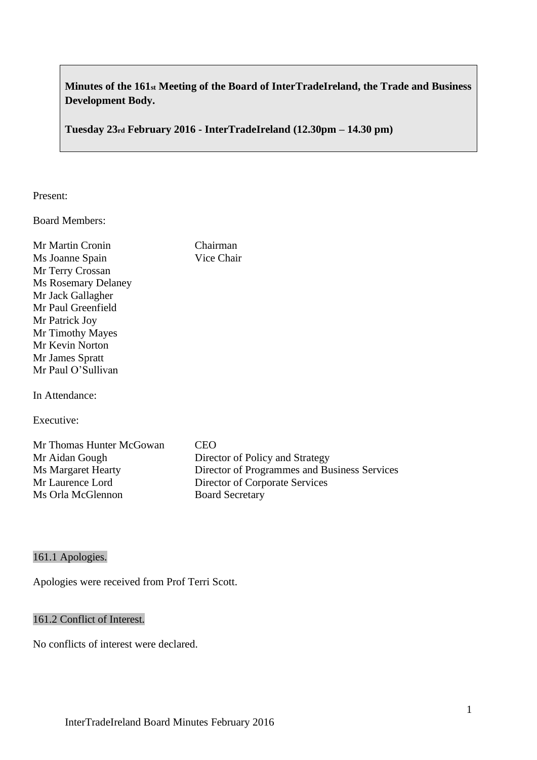**Minutes of the 161st Meeting of the Board of InterTradeIreland, the Trade and Business Development Body.**

**Tuesday 23rd February 2016 - InterTradeIreland (12.30pm – 14.30 pm)**

Present:

Board Members:

| | |
|---|---|
| Mr Martin Cronin | Chairman |
| Ms Joanne Spain | Vice Chair |
| Mr Terry Crossan | |
| Ms Rosemary Delaney | |
| Mr Jack Gallagher | |
| Mr Paul Greenfield | |
| Mr Patrick Joy | |
| Mr Timothy Mayes | |
| Mr Kevin Norton | |
| Mr James Spratt | |
| Mr Paul O'Sullivan | |

In Attendance:

Executive:

| | |
|---|---|
| Mr Thomas Hunter McGowan | CEO |
| Mr Aidan Gough | Director of Policy and Strategy |
| Ms Margaret Hearty | Director of Programmes and Business Services |
| Mr Laurence Lord | Director of Corporate Services |
| Ms Orla McGlennon | Board Secretary |

## 161.1 Apologies.

Apologies were received from Prof Terri Scott.

## 161.2 Conflict of Interest.

No conflicts of interest were declared.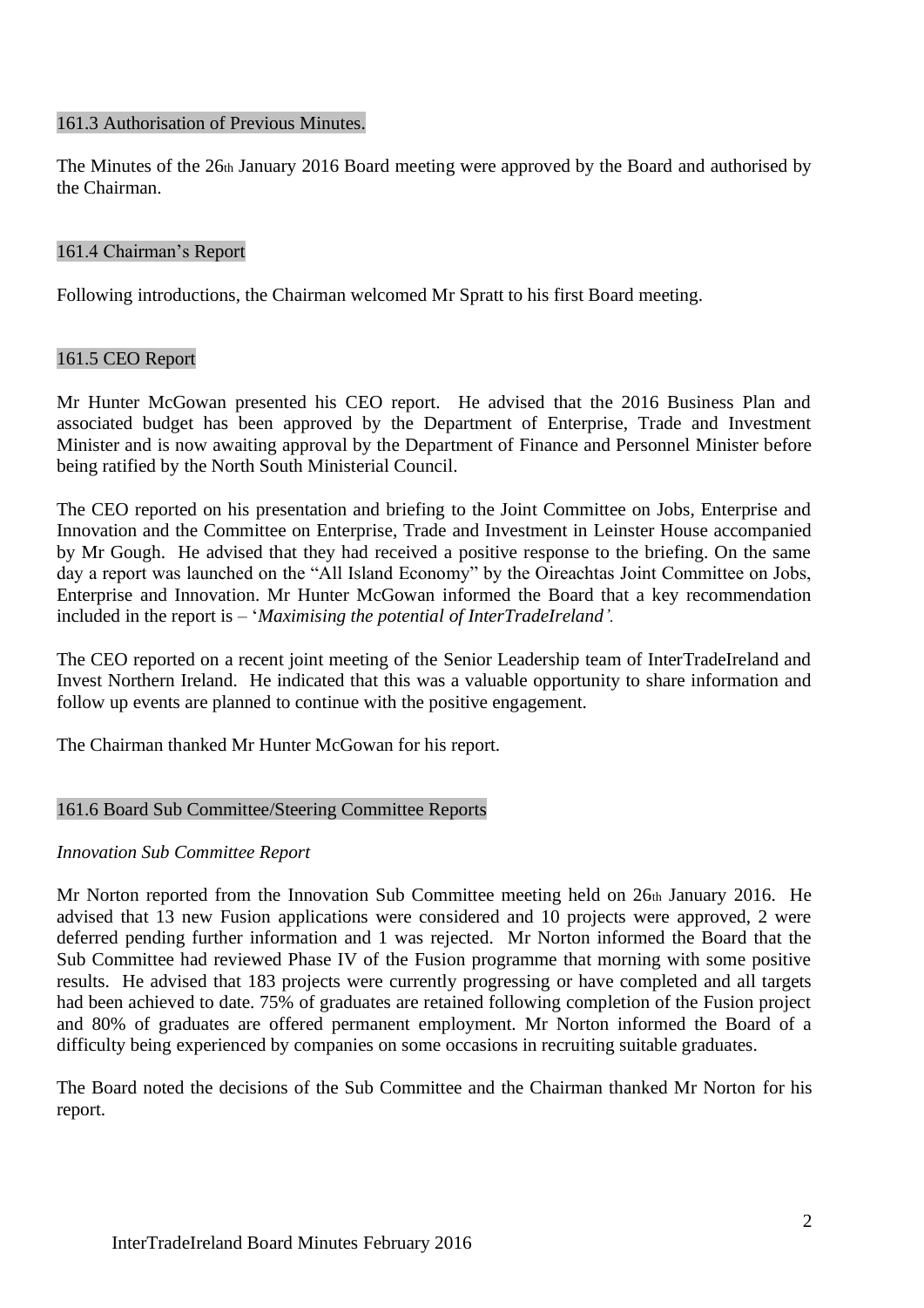## 161.3 Authorisation of Previous Minutes.

The Minutes of the 26th January 2016 Board meeting were approved by the Board and authorised by the Chairman.

## 161.4 Chairman's Report

Following introductions, the Chairman welcomed Mr Spratt to his first Board meeting.

## 161.5 CEO Report

Mr Hunter McGowan presented his CEO report. He advised that the 2016 Business Plan and associated budget has been approved by the Department of Enterprise, Trade and Investment Minister and is now awaiting approval by the Department of Finance and Personnel Minister before being ratified by the North South Ministerial Council.

The CEO reported on his presentation and briefing to the Joint Committee on Jobs, Enterprise and Innovation and the Committee on Enterprise, Trade and Investment in Leinster House accompanied by Mr Gough. He advised that they had received a positive response to the briefing. On the same day a report was launched on the "All Island Economy" by the Oireachtas Joint Committee on Jobs, Enterprise and Innovation. Mr Hunter McGowan informed the Board that a key recommendation included in the report is – '*Maximising the potential of InterTradeIreland'.*

The CEO reported on a recent joint meeting of the Senior Leadership team of InterTradeIreland and Invest Northern Ireland. He indicated that this was a valuable opportunity to share information and follow up events are planned to continue with the positive engagement.

The Chairman thanked Mr Hunter McGowan for his report.

## 161.6 Board Sub Committee/Steering Committee Reports

*Innovation Sub Committee Report*

Mr Norton reported from the Innovation Sub Committee meeting held on 26th January 2016. He advised that 13 new Fusion applications were considered and 10 projects were approved, 2 were deferred pending further information and 1 was rejected. Mr Norton informed the Board that the Sub Committee had reviewed Phase IV of the Fusion programme that morning with some positive results. He advised that 183 projects were currently progressing or have completed and all targets had been achieved to date. 75% of graduates are retained following completion of the Fusion project and 80% of graduates are offered permanent employment. Mr Norton informed the Board of a difficulty being experienced by companies on some occasions in recruiting suitable graduates.

The Board noted the decisions of the Sub Committee and the Chairman thanked Mr Norton for his report.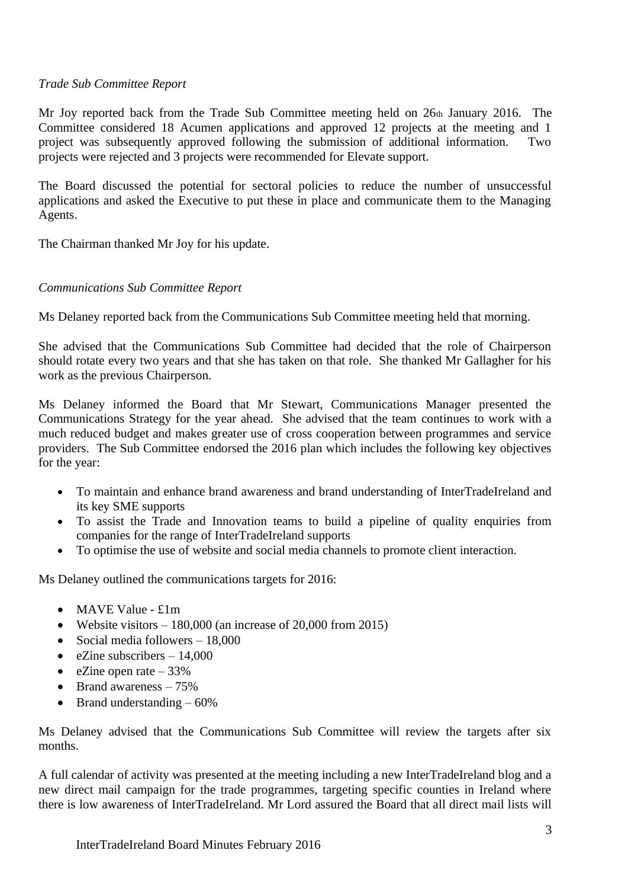*Trade Sub Committee Report*

Mr Joy reported back from the Trade Sub Committee meeting held on 26th January 2016. The Committee considered 18 Acumen applications and approved 12 projects at the meeting and 1 project was subsequently approved following the submission of additional information. Two projects were rejected and 3 projects were recommended for Elevate support.

The Board discussed the potential for sectoral policies to reduce the number of unsuccessful applications and asked the Executive to put these in place and communicate them to the Managing Agents.

The Chairman thanked Mr Joy for his update.

*Communications Sub Committee Report*

Ms Delaney reported back from the Communications Sub Committee meeting held that morning.

She advised that the Communications Sub Committee had decided that the role of Chairperson should rotate every two years and that she has taken on that role. She thanked Mr Gallagher for his work as the previous Chairperson.

Ms Delaney informed the Board that Mr Stewart, Communications Manager presented the Communications Strategy for the year ahead. She advised that the team continues to work with a much reduced budget and makes greater use of cross cooperation between programmes and service providers. The Sub Committee endorsed the 2016 plan which includes the following key objectives for the year:

- To maintain and enhance brand awareness and brand understanding of InterTradeIreland and its key SME supports
- To assist the Trade and Innovation teams to build a pipeline of quality enquiries from companies for the range of InterTradeIreland supports
- To optimise the use of website and social media channels to promote client interaction.

Ms Delaney outlined the communications targets for 2016:

- MAVE Value - £1m
- Website visitors – 180,000 (an increase of 20,000 from 2015)
- Social media followers – 18,000
- eZine subscribers – 14,000
- eZine open rate – 33%
- Brand awareness – 75%
- Brand understanding – 60%

Ms Delaney advised that the Communications Sub Committee will review the targets after six months.

A full calendar of activity was presented at the meeting including a new InterTradeIreland blog and a new direct mail campaign for the trade programmes, targeting specific counties in Ireland where there is low awareness of InterTradeIreland. Mr Lord assured the Board that all direct mail lists will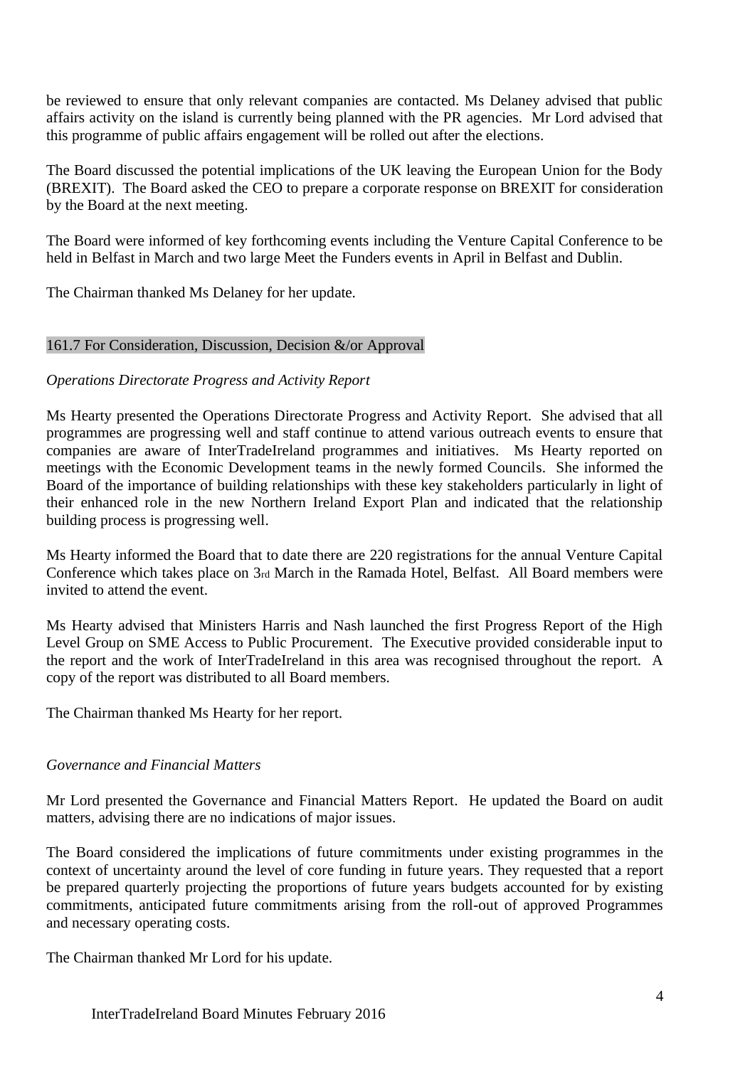be reviewed to ensure that only relevant companies are contacted. Ms Delaney advised that public affairs activity on the island is currently being planned with the PR agencies. Mr Lord advised that this programme of public affairs engagement will be rolled out after the elections.

The Board discussed the potential implications of the UK leaving the European Union for the Body (BREXIT). The Board asked the CEO to prepare a corporate response on BREXIT for consideration by the Board at the next meeting.

The Board were informed of key forthcoming events including the Venture Capital Conference to be held in Belfast in March and two large Meet the Funders events in April in Belfast and Dublin.

The Chairman thanked Ms Delaney for her update.

## 161.7 For Consideration, Discussion, Decision &/or Approval

*Operations Directorate Progress and Activity Report*

Ms Hearty presented the Operations Directorate Progress and Activity Report. She advised that all programmes are progressing well and staff continue to attend various outreach events to ensure that companies are aware of InterTradeIreland programmes and initiatives. Ms Hearty reported on meetings with the Economic Development teams in the newly formed Councils. She informed the Board of the importance of building relationships with these key stakeholders particularly in light of their enhanced role in the new Northern Ireland Export Plan and indicated that the relationship building process is progressing well.

Ms Hearty informed the Board that to date there are 220 registrations for the annual Venture Capital Conference which takes place on 3rd March in the Ramada Hotel, Belfast. All Board members were invited to attend the event.

Ms Hearty advised that Ministers Harris and Nash launched the first Progress Report of the High Level Group on SME Access to Public Procurement. The Executive provided considerable input to the report and the work of InterTradeIreland in this area was recognised throughout the report. A copy of the report was distributed to all Board members.

The Chairman thanked Ms Hearty for her report.

*Governance and Financial Matters*

Mr Lord presented the Governance and Financial Matters Report. He updated the Board on audit matters, advising there are no indications of major issues.

The Board considered the implications of future commitments under existing programmes in the context of uncertainty around the level of core funding in future years. They requested that a report be prepared quarterly projecting the proportions of future years budgets accounted for by existing commitments, anticipated future commitments arising from the roll-out of approved Programmes and necessary operating costs.

The Chairman thanked Mr Lord for his update.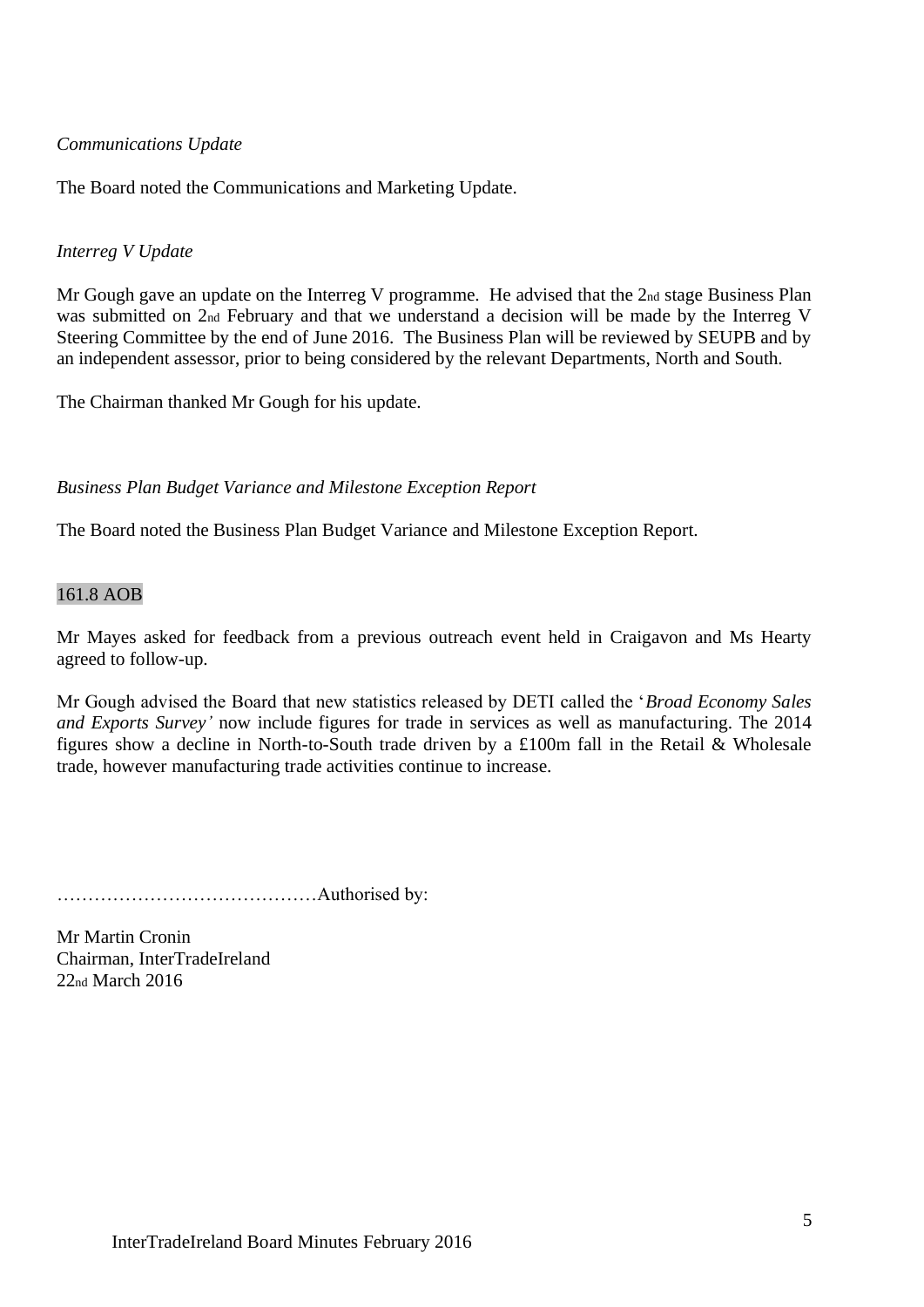*Communications Update*

The Board noted the Communications and Marketing Update.

*Interreg V Update*

Mr Gough gave an update on the Interreg V programme. He advised that the 2nd stage Business Plan was submitted on 2nd February and that we understand a decision will be made by the Interreg V Steering Committee by the end of June 2016. The Business Plan will be reviewed by SEUPB and by an independent assessor, prior to being considered by the relevant Departments, North and South.

The Chairman thanked Mr Gough for his update.

*Business Plan Budget Variance and Milestone Exception Report*

The Board noted the Business Plan Budget Variance and Milestone Exception Report.

161.8 AOB

Mr Mayes asked for feedback from a previous outreach event held in Craigavon and Ms Hearty agreed to follow-up.

Mr Gough advised the Board that new statistics released by DETI called the '*Broad Economy Sales and Exports Survey'* now include figures for trade in services as well as manufacturing. The 2014 figures show a decline in North-to-South trade driven by a £100m fall in the Retail & Wholesale trade, however manufacturing trade activities continue to increase.

……………………………………Authorised by:

Mr Martin Cronin
Chairman, InterTradeIreland
22nd March 2016